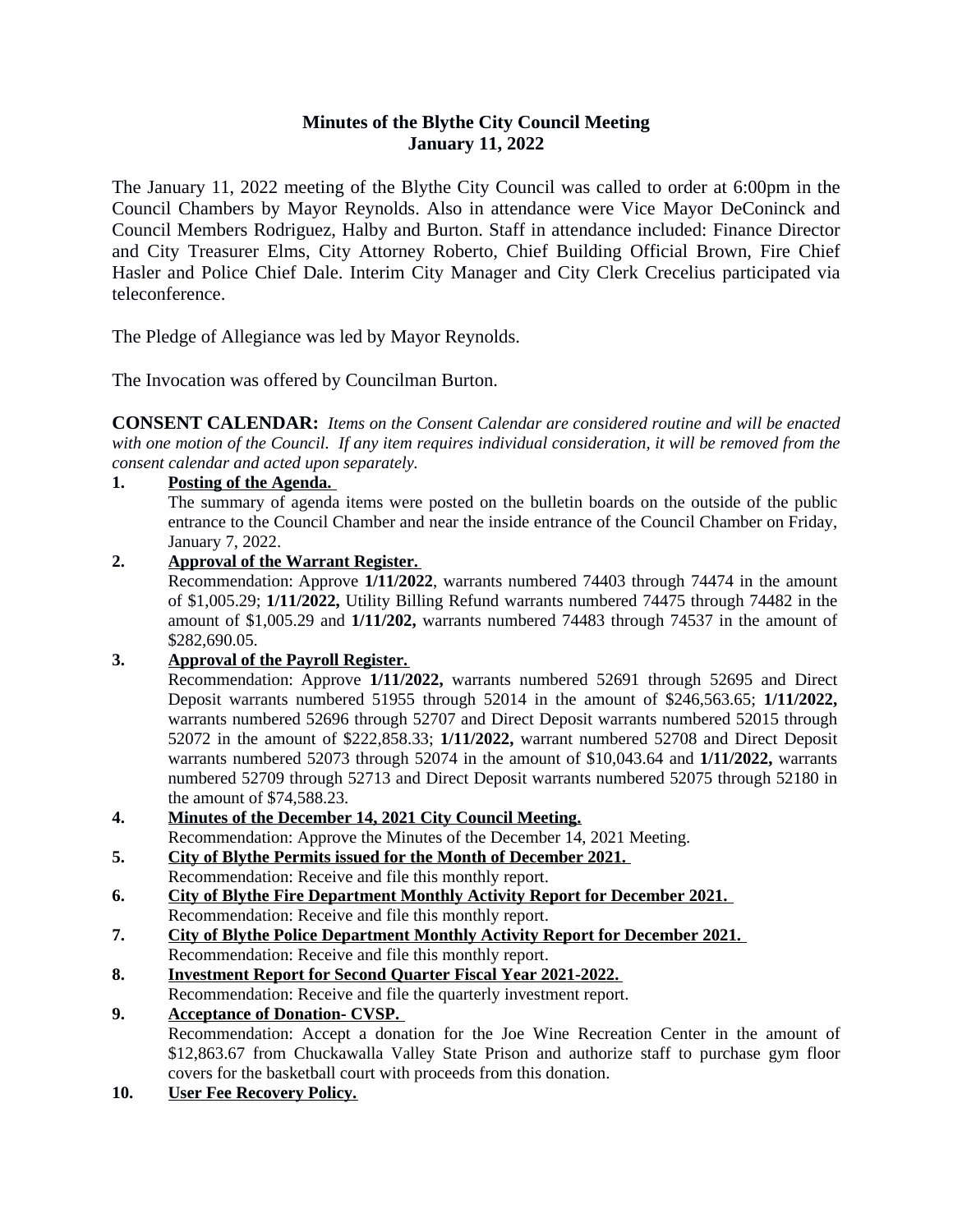# Minutes of the Blythe City Council Meeting
## January 11, 2022

The January 11, 2022 meeting of the Blythe City Council was called to order at 6:00pm in the Council Chambers by Mayor Reynolds. Also in attendance were Vice Mayor DeConinck and Council Members Rodriguez, Halby and Burton. Staff in attendance included: Finance Director and City Treasurer Elms, City Attorney Roberto, Chief Building Official Brown, Fire Chief Hasler and Police Chief Dale. Interim City Manager and City Clerk Crecelius participated via teleconference.

The Pledge of Allegiance was led by Mayor Reynolds.

The Invocation was offered by Councilman Burton.

**CONSENT CALENDAR:** *Items on the Consent Calendar are considered routine and will be enacted with one motion of the Council. If any item requires individual consideration, it will be removed from the consent calendar and acted upon separately.*

**1. Posting of the Agenda.**
The summary of agenda items were posted on the bulletin boards on the outside of the public entrance to the Council Chamber and near the inside entrance of the Council Chamber on Friday, January 7, 2022.

**2. Approval of the Warrant Register.**
Recommendation: Approve **1/11/2022**, warrants numbered 74403 through 74474 in the amount of $1,005.29; **1/11/2022,** Utility Billing Refund warrants numbered 74475 through 74482 in the amount of $1,005.29 and **1/11/202,** warrants numbered 74483 through 74537 in the amount of $282,690.05.

**3. Approval of the Payroll Register.**
Recommendation: Approve **1/11/2022,** warrants numbered 52691 through 52695 and Direct Deposit warrants numbered 51955 through 52014 in the amount of $246,563.65; **1/11/2022,** warrants numbered 52696 through 52707 and Direct Deposit warrants numbered 52015 through 52072 in the amount of $222,858.33; **1/11/2022,** warrant numbered 52708 and Direct Deposit warrants numbered 52073 through 52074 in the amount of $10,043.64 and **1/11/2022,** warrants numbered 52709 through 52713 and Direct Deposit warrants numbered 52075 through 52180 in the amount of $74,588.23.

**4. Minutes of the December 14, 2021 City Council Meeting.**
Recommendation: Approve the Minutes of the December 14, 2021 Meeting.

**5. City of Blythe Permits issued for the Month of December 2021.**
Recommendation: Receive and file this monthly report.

**6. City of Blythe Fire Department Monthly Activity Report for December 2021.**
Recommendation: Receive and file this monthly report.

**7. City of Blythe Police Department Monthly Activity Report for December 2021.**
Recommendation: Receive and file this monthly report.

**8. Investment Report for Second Quarter Fiscal Year 2021-2022.**
Recommendation: Receive and file the quarterly investment report.

**9. Acceptance of Donation- CVSP.**
Recommendation: Accept a donation for the Joe Wine Recreation Center in the amount of $12,863.67 from Chuckawalla Valley State Prison and authorize staff to purchase gym floor covers for the basketball court with proceeds from this donation.

**10. User Fee Recovery Policy.**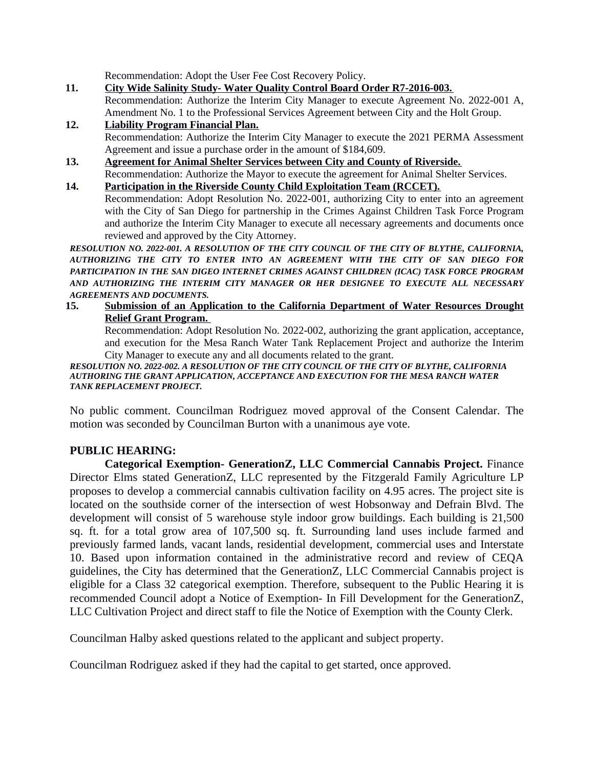Recommendation: Adopt the User Fee Cost Recovery Policy.

**11.** **City Wide Salinity Study- Water Quality Control Board Order R7-2016-003.**
Recommendation: Authorize the Interim City Manager to execute Agreement No. 2022-001 A, Amendment No. 1 to the Professional Services Agreement between City and the Holt Group.

**12.** **Liability Program Financial Plan.**
Recommendation: Authorize the Interim City Manager to execute the 2021 PERMA Assessment Agreement and issue a purchase order in the amount of $184,609.

**13.** **Agreement for Animal Shelter Services between City and County of Riverside.**
Recommendation: Authorize the Mayor to execute the agreement for Animal Shelter Services.

**14.** **Participation in the Riverside County Child Exploitation Team (RCCET).**
Recommendation: Adopt Resolution No. 2022-001, authorizing City to enter into an agreement with the City of San Diego for partnership in the Crimes Against Children Task Force Program and authorize the Interim City Manager to execute all necessary agreements and documents once reviewed and approved by the City Attorney.

***RESOLUTION NO. 2022-001. A RESOLUTION OF THE CITY COUNCIL OF THE CITY OF BLYTHE, CALIFORNIA, AUTHORIZING THE CITY TO ENTER INTO AN AGREEMENT WITH THE CITY OF SAN DIEGO FOR PARTICIPATION IN THE SAN DIGEO INTERNET CRIMES AGAINST CHILDREN (ICAC) TASK FORCE PROGRAM AND AUTHORIZING THE INTERIM CITY MANAGER OR HER DESIGNEE TO EXECUTE ALL NECESSARY AGREEMENTS AND DOCUMENTS.***

**15.** **Submission of an Application to the California Department of Water Resources Drought Relief Grant Program.**
Recommendation: Adopt Resolution No. 2022-002, authorizing the grant application, acceptance, and execution for the Mesa Ranch Water Tank Replacement Project and authorize the Interim City Manager to execute any and all documents related to the grant.

***RESOLUTION NO. 2022-002. A RESOLUTION OF THE CITY COUNCIL OF THE CITY OF BLYTHE, CALIFORNIA AUTHORING THE GRANT APPLICATION, ACCEPTANCE AND EXECUTION FOR THE MESA RANCH WATER TANK REPLACEMENT PROJECT.***

No public comment. Councilman Rodriguez moved approval of the Consent Calendar. The motion was seconded by Councilman Burton with a unanimous aye vote.

## PUBLIC HEARING:

**Categorical Exemption- GenerationZ, LLC Commercial Cannabis Project.** Finance Director Elms stated GenerationZ, LLC represented by the Fitzgerald Family Agriculture LP proposes to develop a commercial cannabis cultivation facility on 4.95 acres. The project site is located on the southside corner of the intersection of west Hobsonway and Defrain Blvd. The development will consist of 5 warehouse style indoor grow buildings. Each building is 21,500 sq. ft. for a total grow area of 107,500 sq. ft. Surrounding land uses include farmed and previously farmed lands, vacant lands, residential development, commercial uses and Interstate 10. Based upon information contained in the administrative record and review of CEQA guidelines, the City has determined that the GenerationZ, LLC Commercial Cannabis project is eligible for a Class 32 categorical exemption. Therefore, subsequent to the Public Hearing it is recommended Council adopt a Notice of Exemption- In Fill Development for the GenerationZ, LLC Cultivation Project and direct staff to file the Notice of Exemption with the County Clerk.

Councilman Halby asked questions related to the applicant and subject property.

Councilman Rodriguez asked if they had the capital to get started, once approved.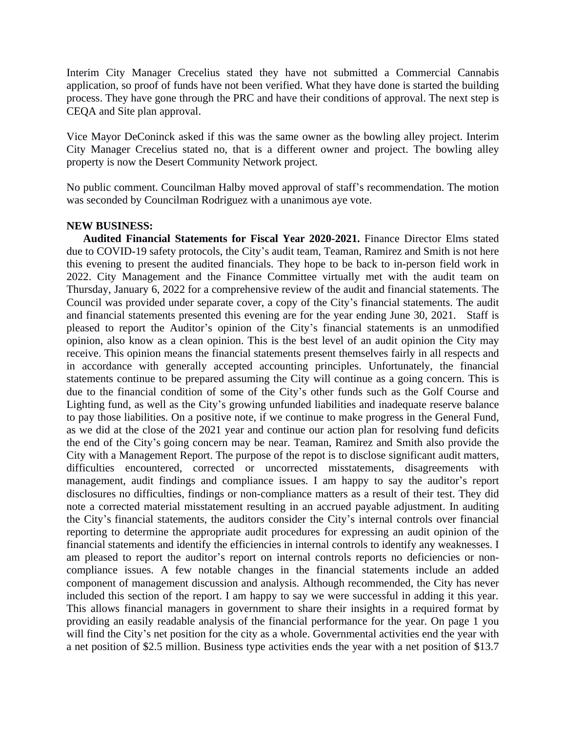Interim City Manager Crecelius stated they have not submitted a Commercial Cannabis application, so proof of funds have not been verified. What they have done is started the building process. They have gone through the PRC and have their conditions of approval. The next step is CEQA and Site plan approval.

Vice Mayor DeConinck asked if this was the same owner as the bowling alley project. Interim City Manager Crecelius stated no, that is a different owner and project. The bowling alley property is now the Desert Community Network project.

No public comment. Councilman Halby moved approval of staff's recommendation. The motion was seconded by Councilman Rodriguez with a unanimous aye vote.

**NEW BUSINESS:**

**Audited Financial Statements for Fiscal Year 2020-2021.** Finance Director Elms stated due to COVID-19 safety protocols, the City's audit team, Teaman, Ramirez and Smith is not here this evening to present the audited financials. They hope to be back to in-person field work in 2022. City Management and the Finance Committee virtually met with the audit team on Thursday, January 6, 2022 for a comprehensive review of the audit and financial statements. The Council was provided under separate cover, a copy of the City's financial statements. The audit and financial statements presented this evening are for the year ending June 30, 2021. Staff is pleased to report the Auditor's opinion of the City's financial statements is an unmodified opinion, also know as a clean opinion. This is the best level of an audit opinion the City may receive. This opinion means the financial statements present themselves fairly in all respects and in accordance with generally accepted accounting principles. Unfortunately, the financial statements continue to be prepared assuming the City will continue as a going concern. This is due to the financial condition of some of the City's other funds such as the Golf Course and Lighting fund, as well as the City's growing unfunded liabilities and inadequate reserve balance to pay those liabilities. On a positive note, if we continue to make progress in the General Fund, as we did at the close of the 2021 year and continue our action plan for resolving fund deficits the end of the City's going concern may be near. Teaman, Ramirez and Smith also provide the City with a Management Report. The purpose of the repot is to disclose significant audit matters, difficulties encountered, corrected or uncorrected misstatements, disagreements with management, audit findings and compliance issues. I am happy to say the auditor's report disclosures no difficulties, findings or non-compliance matters as a result of their test. They did note a corrected material misstatement resulting in an accrued payable adjustment. In auditing the City's financial statements, the auditors consider the City's internal controls over financial reporting to determine the appropriate audit procedures for expressing an audit opinion of the financial statements and identify the efficiencies in internal controls to identify any weaknesses. I am pleased to report the auditor's report on internal controls reports no deficiencies or non-compliance issues. A few notable changes in the financial statements include an added component of management discussion and analysis. Although recommended, the City has never included this section of the report. I am happy to say we were successful in adding it this year. This allows financial managers in government to share their insights in a required format by providing an easily readable analysis of the financial performance for the year. On page 1 you will find the City's net position for the city as a whole. Governmental activities end the year with a net position of $2.5 million. Business type activities ends the year with a net position of $13.7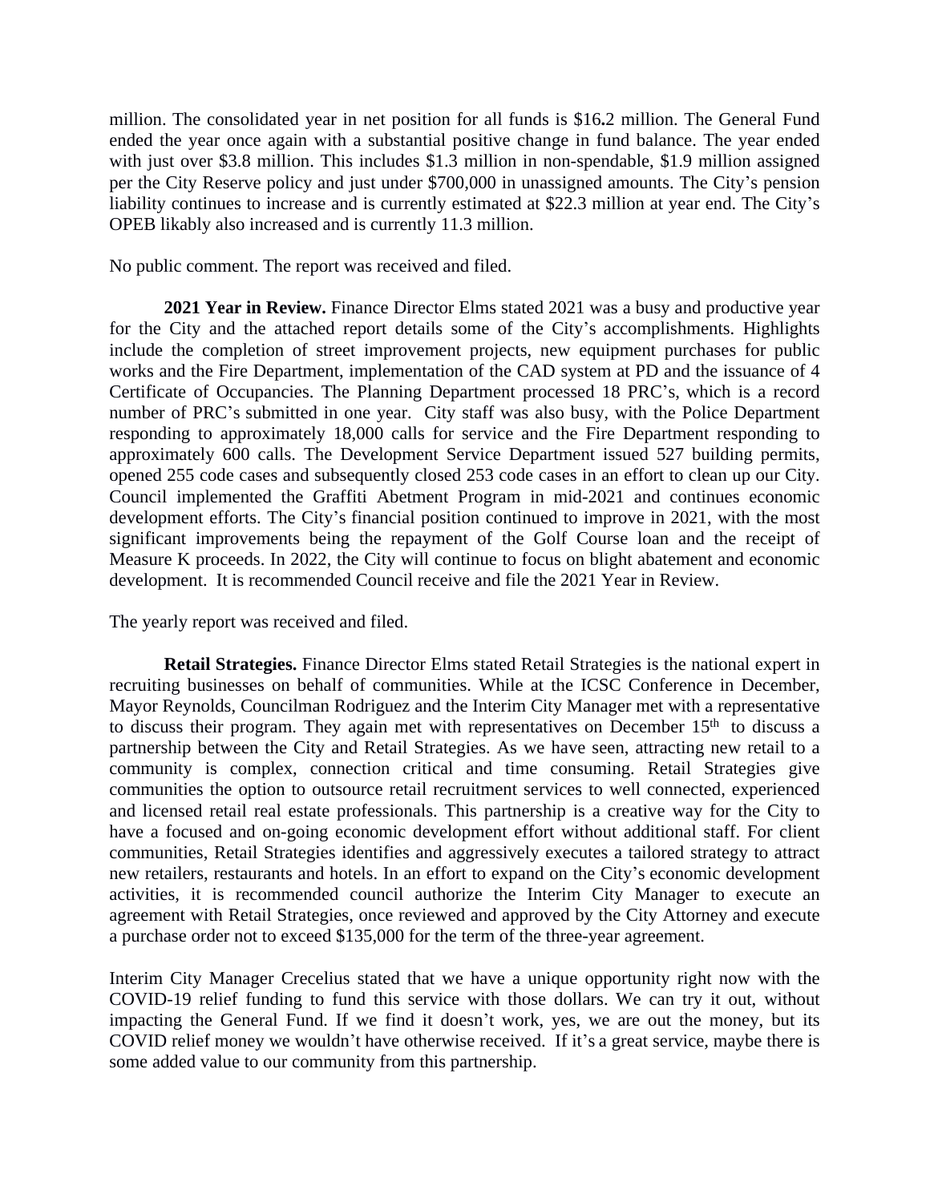million. The consolidated year in net position for all funds is $16.2 million. The General Fund ended the year once again with a substantial positive change in fund balance. The year ended with just over $3.8 million. This includes $1.3 million in non-spendable, $1.9 million assigned per the City Reserve policy and just under $700,000 in unassigned amounts. The City's pension liability continues to increase and is currently estimated at $22.3 million at year end. The City's OPEB likably also increased and is currently 11.3 million.

No public comment. The report was received and filed.

**2021 Year in Review.** Finance Director Elms stated 2021 was a busy and productive year for the City and the attached report details some of the City's accomplishments. Highlights include the completion of street improvement projects, new equipment purchases for public works and the Fire Department, implementation of the CAD system at PD and the issuance of 4 Certificate of Occupancies. The Planning Department processed 18 PRC's, which is a record number of PRC's submitted in one year. City staff was also busy, with the Police Department responding to approximately 18,000 calls for service and the Fire Department responding to approximately 600 calls. The Development Service Department issued 527 building permits, opened 255 code cases and subsequently closed 253 code cases in an effort to clean up our City. Council implemented the Graffiti Abetment Program in mid-2021 and continues economic development efforts. The City's financial position continued to improve in 2021, with the most significant improvements being the repayment of the Golf Course loan and the receipt of Measure K proceeds. In 2022, the City will continue to focus on blight abatement and economic development. It is recommended Council receive and file the 2021 Year in Review.

The yearly report was received and filed.

**Retail Strategies.** Finance Director Elms stated Retail Strategies is the national expert in recruiting businesses on behalf of communities. While at the ICSC Conference in December, Mayor Reynolds, Councilman Rodriguez and the Interim City Manager met with a representative to discuss their program. They again met with representatives on December 15th to discuss a partnership between the City and Retail Strategies. As we have seen, attracting new retail to a community is complex, connection critical and time consuming. Retail Strategies give communities the option to outsource retail recruitment services to well connected, experienced and licensed retail real estate professionals. This partnership is a creative way for the City to have a focused and on-going economic development effort without additional staff. For client communities, Retail Strategies identifies and aggressively executes a tailored strategy to attract new retailers, restaurants and hotels. In an effort to expand on the City's economic development activities, it is recommended council authorize the Interim City Manager to execute an agreement with Retail Strategies, once reviewed and approved by the City Attorney and execute a purchase order not to exceed $135,000 for the term of the three-year agreement.

Interim City Manager Crecelius stated that we have a unique opportunity right now with the COVID-19 relief funding to fund this service with those dollars. We can try it out, without impacting the General Fund. If we find it doesn't work, yes, we are out the money, but its COVID relief money we wouldn't have otherwise received. If it's a great service, maybe there is some added value to our community from this partnership.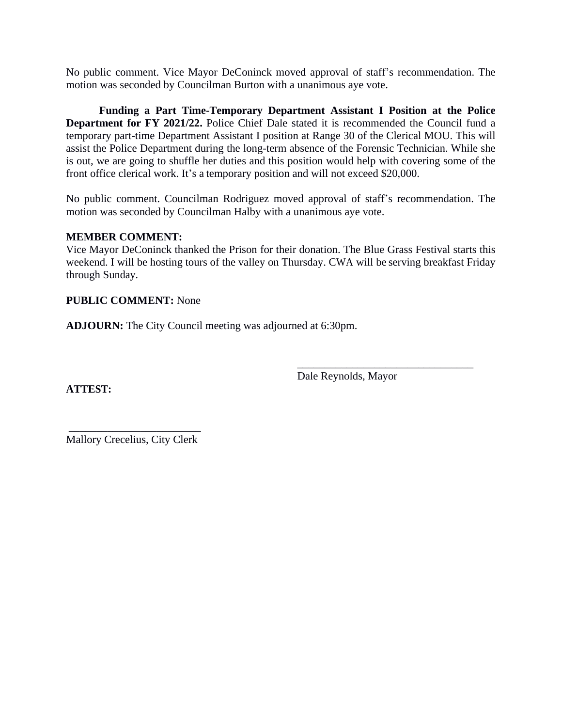No public comment. Vice Mayor DeConinck moved approval of staff's recommendation. The motion was seconded by Councilman Burton with a unanimous aye vote.

**Funding a Part Time-Temporary Department Assistant I Position at the Police Department for FY 2021/22.** Police Chief Dale stated it is recommended the Council fund a temporary part-time Department Assistant I position at Range 30 of the Clerical MOU. This will assist the Police Department during the long-term absence of the Forensic Technician. While she is out, we are going to shuffle her duties and this position would help with covering some of the front office clerical work. It's a temporary position and will not exceed $20,000.

No public comment. Councilman Rodriguez moved approval of staff's recommendation. The motion was seconded by Councilman Halby with a unanimous aye vote.

**MEMBER COMMENT:**
Vice Mayor DeConinck thanked the Prison for their donation. The Blue Grass Festival starts this weekend. I will be hosting tours of the valley on Thursday. CWA will be serving breakfast Friday through Sunday.

**PUBLIC COMMENT:** None

**ADJOURN:** The City Council meeting was adjourned at 6:30pm.

_________________________________
Dale Reynolds, Mayor

**ATTEST:**

________________________
Mallory Crecelius, City Clerk